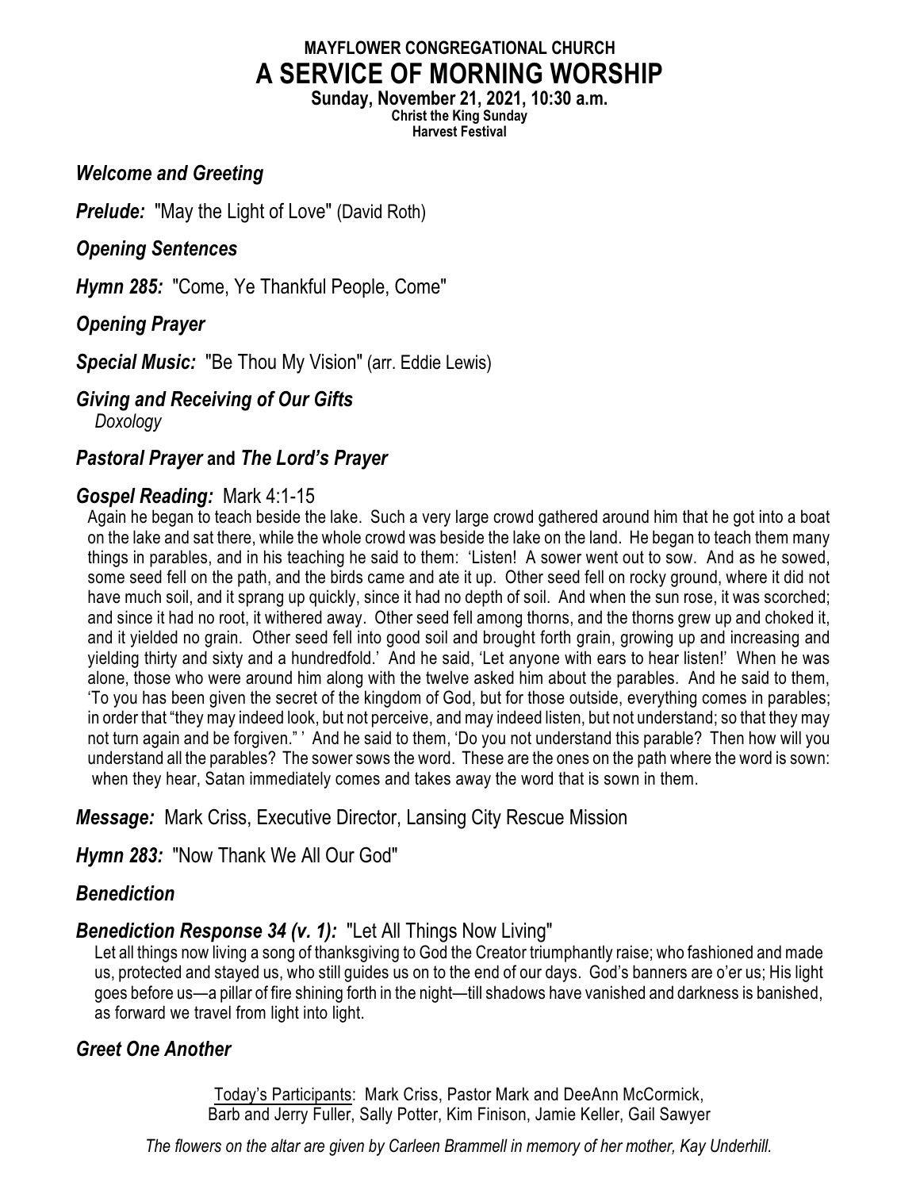# MAYFLOWER CONGREGATIONAL CHURCH

# A SERVICE OF MORNING WORSHIP

**Sunday, November 21, 2021, 10:30 a.m.**

**Christ the King Sunday**

**Harvest Festival**

***Welcome and Greeting***

***Prelude:*** "May the Light of Love" (David Roth)

***Opening Sentences***

***Hymn 285:*** "Come, Ye Thankful People, Come"

***Opening Prayer***

***Special Music:*** "Be Thou My Vision" (arr. Eddie Lewis)

***Giving and Receiving of Our Gifts***

*Doxology*

***Pastoral Prayer* and *The Lord's Prayer***

***Gospel Reading:*** Mark 4:1-15

Again he began to teach beside the lake. Such a very large crowd gathered around him that he got into a boat on the lake and sat there, while the whole crowd was beside the lake on the land. He began to teach them many things in parables, and in his teaching he said to them: 'Listen! A sower went out to sow. And as he sowed, some seed fell on the path, and the birds came and ate it up. Other seed fell on rocky ground, where it did not have much soil, and it sprang up quickly, since it had no depth of soil. And when the sun rose, it was scorched; and since it had no root, it withered away. Other seed fell among thorns, and the thorns grew up and choked it, and it yielded no grain. Other seed fell into good soil and brought forth grain, growing up and increasing and yielding thirty and sixty and a hundredfold.' And he said, 'Let anyone with ears to hear listen!' When he was alone, those who were around him along with the twelve asked him about the parables. And he said to them, 'To you has been given the secret of the kingdom of God, but for those outside, everything comes in parables; in order that "they may indeed look, but not perceive, and may indeed listen, but not understand; so that they may not turn again and be forgiven." ' And he said to them, 'Do you not understand this parable? Then how will you understand all the parables? The sower sows the word. These are the ones on the path where the word is sown: when they hear, Satan immediately comes and takes away the word that is sown in them.

***Message:*** Mark Criss, Executive Director, Lansing City Rescue Mission

***Hymn 283:*** "Now Thank We All Our God"

***Benediction***

***Benediction Response 34 (v. 1):*** "Let All Things Now Living"

Let all things now living a song of thanksgiving to God the Creator triumphantly raise; who fashioned and made us, protected and stayed us, who still guides us on to the end of our days. God's banners are o'er us; His light goes before us—a pillar of fire shining forth in the night—till shadows have vanished and darkness is banished, as forward we travel from light into light.

***Greet One Another***

Today's Participants: Mark Criss, Pastor Mark and DeeAnn McCormick, Barb and Jerry Fuller, Sally Potter, Kim Finison, Jamie Keller, Gail Sawyer

*The flowers on the altar are given by Carleen Brammell in memory of her mother, Kay Underhill.*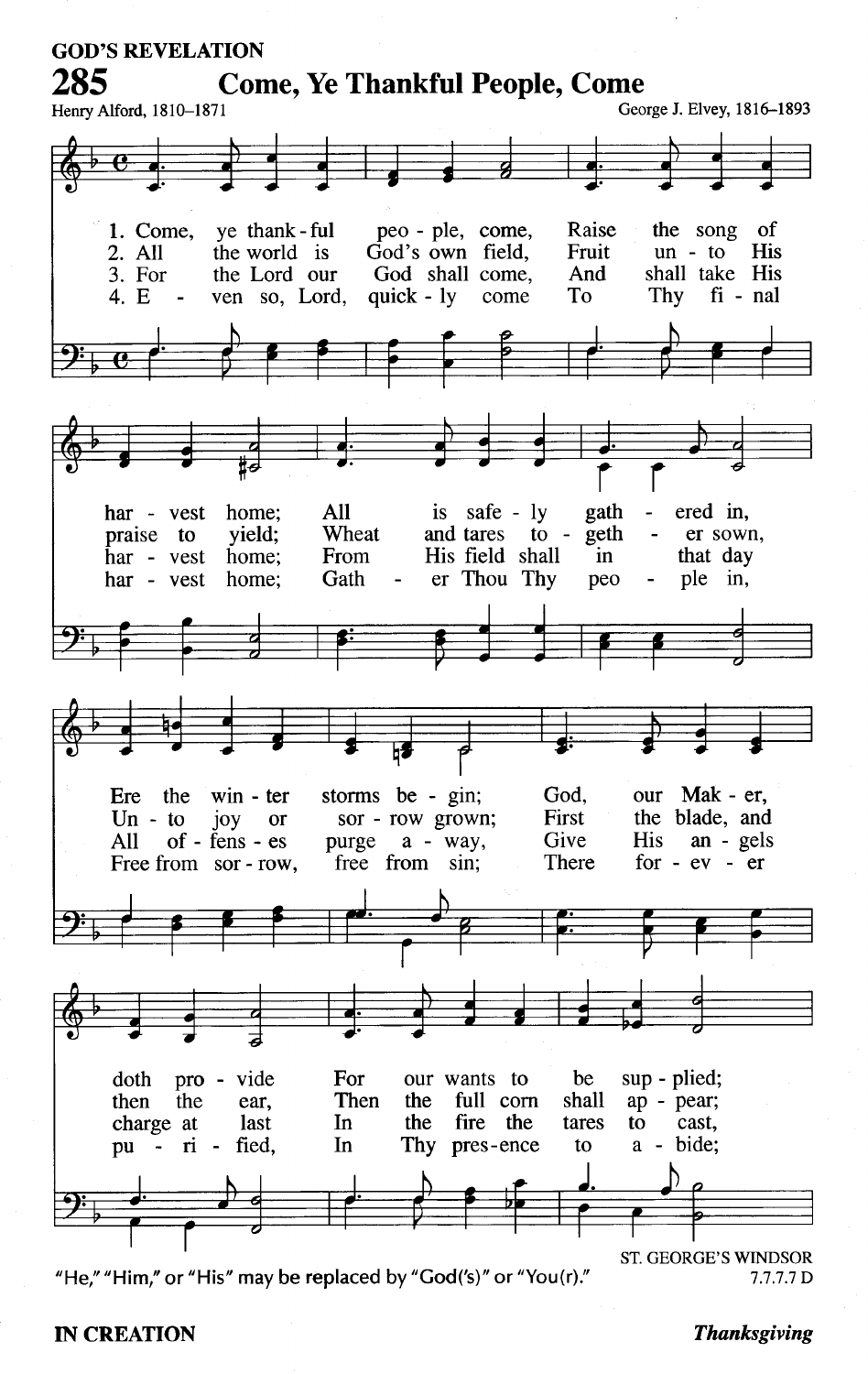GOD'S REVELATION

# 285 Come, Ye Thankful People, Come

Henry Alford, 1810–1871

George J. Elvey, 1816–1893

1. Come, ye thank-ful peo-ple, come, Raise the song of har-vest home; All is safe-ly gath-ered in, Ere the win-ter storms be-gin; God, our Mak-er, doth pro-vide For our wants to be sup-plied;

2. All the world is God's own field, Fruit un-to His praise to yield; Wheat and tares to-geth-er sown, Un-to joy or sor-row grown; First the blade, and then the ear, Then the full corn shall ap-pear;

3. For the Lord our God shall come, And shall take His har-vest home; From His field shall in that day All of-fens-es purge a-way, Give His an-gels charge at last In the fire the tares to cast,

4. E-ven so, Lord, quick-ly come To Thy fi-nal har-vest home; Gath-er Thou Thy peo-ple in, Free from sor-row, free from sin; There for-ev-er pu-ri-fied, In Thy pres-ence to a-bide;

"He," "Him," or "His" may be replaced by "God('s)" or "You(r)."

ST. GEORGE'S WINDSOR
7.7.7.7 D

IN CREATION

*Thanksgiving*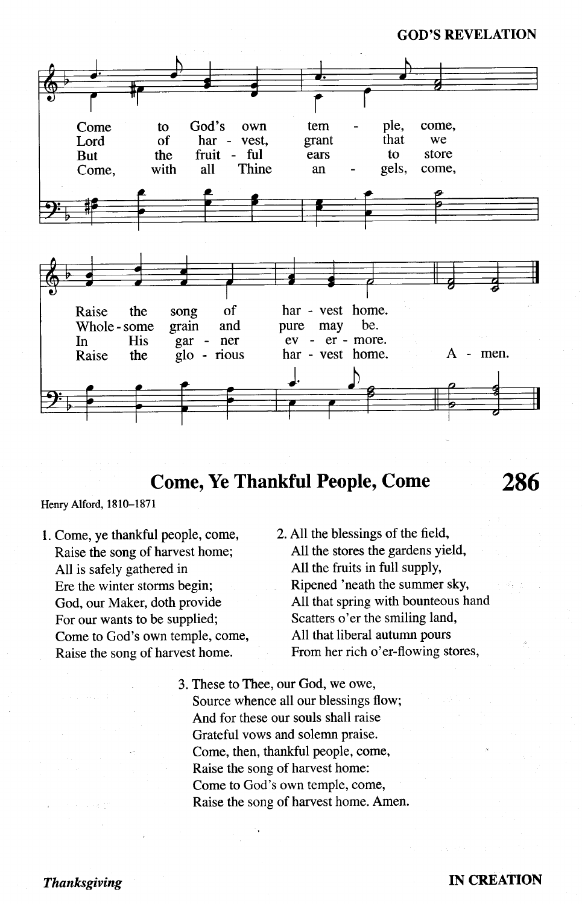Come to God's own temple, come,
Lord of harvest, grant that we
But the fruitful ears to store
Come, with all Thine angels, come,

Raise the song of harvest home.
Wholesome grain and pure may be.
In His garner evermore.
Raise the glorious harvest home. Amen.

## Come, Ye Thankful People, Come

**286**

Henry Alford, 1810–1871

1. Come, ye thankful people, come,
   Raise the song of harvest home;
   All is safely gathered in
   Ere the winter storms begin;
   God, our Maker, doth provide
   For our wants to be supplied;
   Come to God's own temple, come,
   Raise the song of harvest home.

2. All the blessings of the field,
   All the stores the gardens yield,
   All the fruits in full supply,
   Ripened 'neath the summer sky,
   All that spring with bounteous hand
   Scatters o'er the smiling land,
   All that liberal autumn pours
   From her rich o'er-flowing stores,

3. These to Thee, our God, we owe,
   Source whence all our blessings flow;
   And for these our souls shall raise
   Grateful vows and solemn praise.
   Come, then, thankful people, come,
   Raise the song of harvest home:
   Come to God's own temple, come,
   Raise the song of harvest home. Amen.

*Thanksgiving*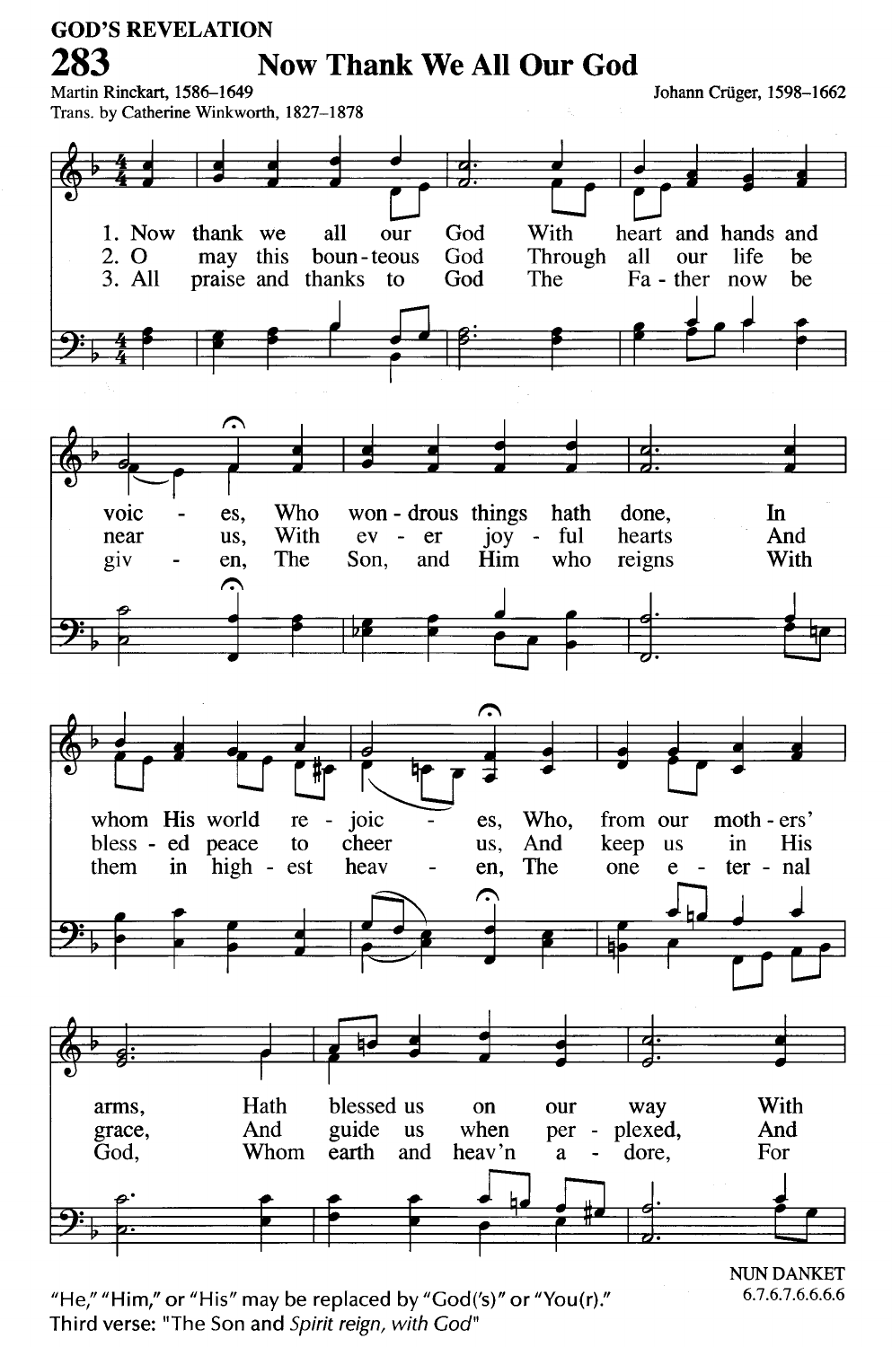GOD'S REVELATION

# 283 Now Thank We All Our God

Martin Rinckart, 1586–1649
Trans. by Catherine Winkworth, 1827–1878

Johann Crüger, 1598–1662

1. Now thank we all our God With heart and hands and voices, Who wondrous things hath done, In whom His world rejoices, Who, from our mothers' arms, Hath blessed us on our way With

2. O may this bounteous God Through all our life be near us, With ever joyful hearts And blessed peace to cheer us, And keep us in His grace, And guide us when perplexed, And

3. All praise and thanks to God The Father now be given, The Son, and Him who reigns With them in highest heaven, The one eternal God, Whom earth and heav'n adore, For

NUN DANKET
6.7.6.7.6.6.6.6

"He," "Him," or "His" may be replaced by "God('s)" or "You(r)."
Third verse: "The Son and *Spirit reign, with God*"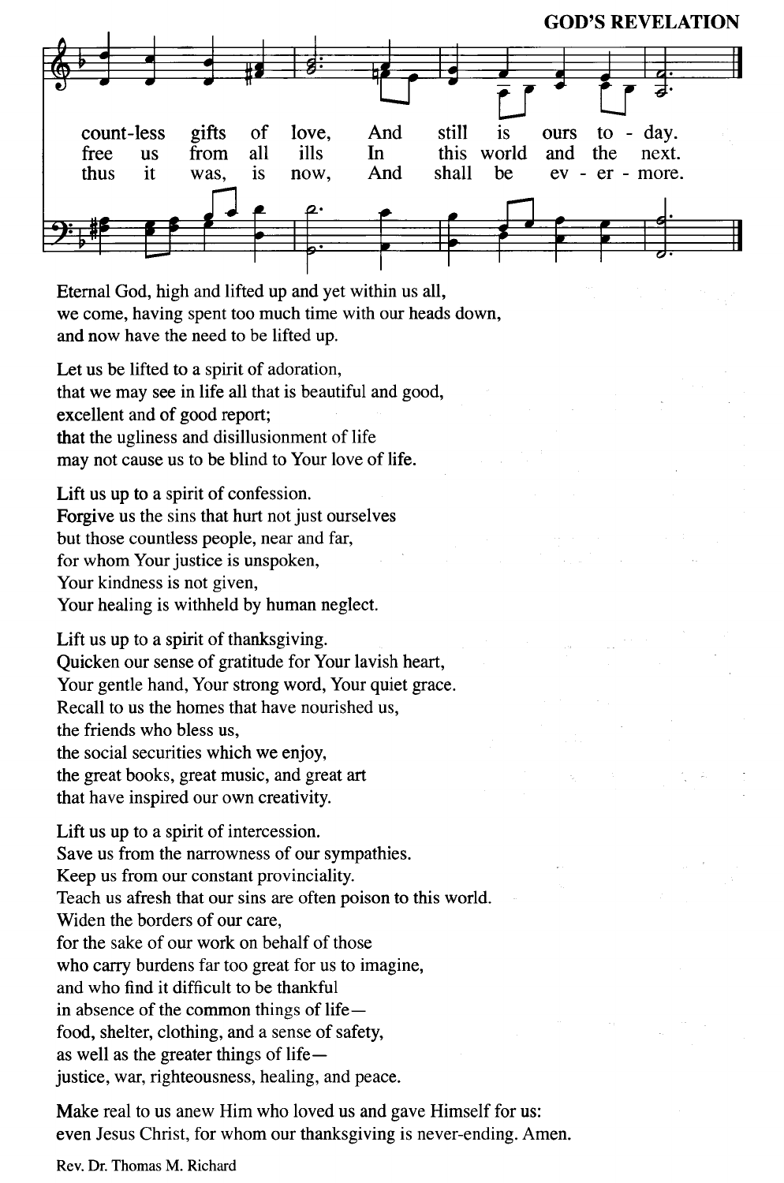## GOD'S REVELATION

count-less gifts of love, And still is ours to - day.
free us from all ills In this world and the next.
thus it was, is now, And shall be ev - er - more.

Eternal God, high and lifted up and yet within us all,
we come, having spent too much time with our heads down,
and now have the need to be lifted up.

Let us be lifted to a spirit of adoration,
that we may see in life all that is beautiful and good,
excellent and of good report;
that the ugliness and disillusionment of life
may not cause us to be blind to Your love of life.

Lift us up to a spirit of confession.
Forgive us the sins that hurt not just ourselves
but those countless people, near and far,
for whom Your justice is unspoken,
Your kindness is not given,
Your healing is withheld by human neglect.

Lift us up to a spirit of thanksgiving.
Quicken our sense of gratitude for Your lavish heart,
Your gentle hand, Your strong word, Your quiet grace.
Recall to us the homes that have nourished us,
the friends who bless us,
the social securities which we enjoy,
the great books, great music, and great art
that have inspired our own creativity.

Lift us up to a spirit of intercession.
Save us from the narrowness of our sympathies.
Keep us from our constant provinciality.
Teach us afresh that our sins are often poison to this world.
Widen the borders of our care,
for the sake of our work on behalf of those
who carry burdens far too great for us to imagine,
and who find it difficult to be thankful
in absence of the common things of life—
food, shelter, clothing, and a sense of safety,
as well as the greater things of life—
justice, war, righteousness, healing, and peace.

Make real to us anew Him who loved us and gave Himself for us:
even Jesus Christ, for whom our thanksgiving is never-ending. Amen.

Rev. Dr. Thomas M. Richard